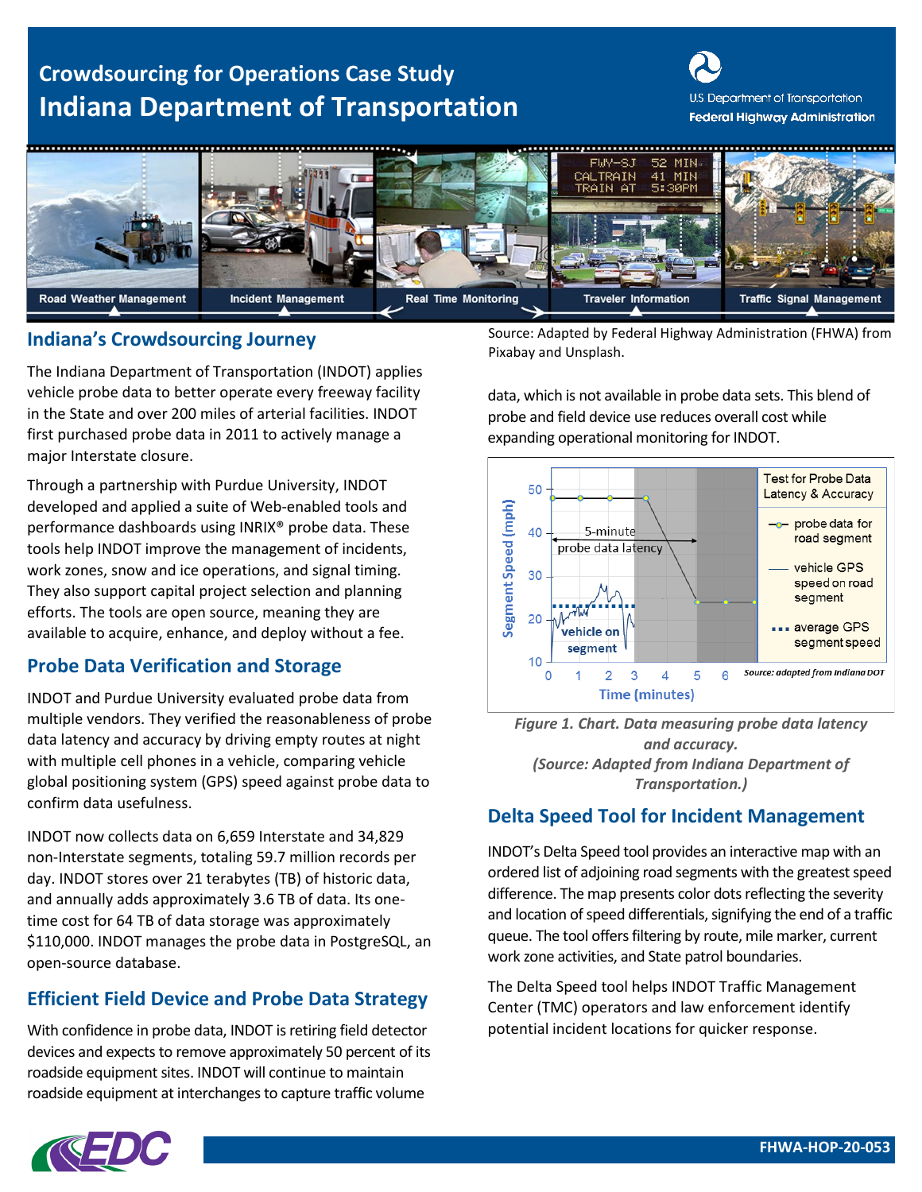# Crowdsourcing for Operations Case Study
# Indiana Department of Transportation

Road Weather Management | Incident Management | Real Time Monitoring | Traveler Information | Traffic Signal Management

Source: Adapted by Federal Highway Administration (FHWA) from Pixabay and Unsplash.

## Indiana's Crowdsourcing Journey

The Indiana Department of Transportation (INDOT) applies vehicle probe data to better operate every freeway facility in the State and over 200 miles of arterial facilities. INDOT first purchased probe data in 2011 to actively manage a major Interstate closure.

Through a partnership with Purdue University, INDOT developed and applied a suite of Web-enabled tools and performance dashboards using INRIX® probe data. These tools help INDOT improve the management of incidents, work zones, snow and ice operations, and signal timing. They also support capital project selection and planning efforts. The tools are open source, meaning they are available to acquire, enhance, and deploy without a fee.

## Probe Data Verification and Storage

INDOT and Purdue University evaluated probe data from multiple vendors. They verified the reasonableness of probe data latency and accuracy by driving empty routes at night with multiple cell phones in a vehicle, comparing vehicle global positioning system (GPS) speed against probe data to confirm data usefulness.

INDOT now collects data on 6,659 Interstate and 34,829 non-Interstate segments, totaling 59.7 million records per day. INDOT stores over 21 terabytes (TB) of historic data, and annually adds approximately 3.6 TB of data. Its one-time cost for 64 TB of data storage was approximately $110,000. INDOT manages the probe data in PostgreSQL, an open-source database.

## Efficient Field Device and Probe Data Strategy

With confidence in probe data, INDOT is retiring field detector devices and expects to remove approximately 50 percent of its roadside equipment sites. INDOT will continue to maintain roadside equipment at interchanges to capture traffic volume data, which is not available in probe data sets. This blend of probe and field device use reduces overall cost while expanding operational monitoring for INDOT.

*Figure 1. Chart. Data measuring probe data latency and accuracy. (Source: Adapted from Indiana Department of Transportation.)*

## Delta Speed Tool for Incident Management

INDOT's Delta Speed tool provides an interactive map with an ordered list of adjoining road segments with the greatest speed difference. The map presents color dots reflecting the severity and location of speed differentials, signifying the end of a traffic queue. The tool offers filtering by route, mile marker, current work zone activities, and State patrol boundaries.

The Delta Speed tool helps INDOT Traffic Management Center (TMC) operators and law enforcement identify potential incident locations for quicker response.

FHWA-HOP-20-053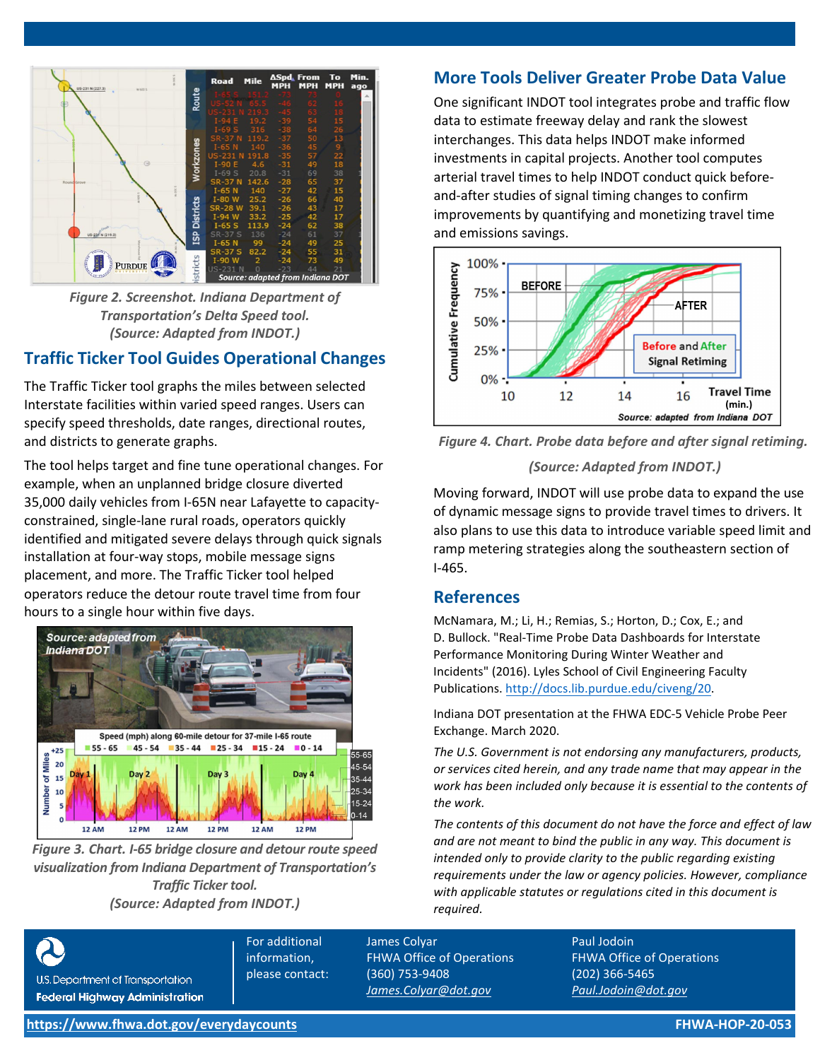Source: adapted from Indiana DOT

*Figure 2. Screenshot. Indiana Department of Transportation's Delta Speed tool. (Source: Adapted from INDOT.)*

## Traffic Ticker Tool Guides Operational Changes

The Traffic Ticker tool graphs the miles between selected Interstate facilities within varied speed ranges. Users can specify speed thresholds, date ranges, directional routes, and districts to generate graphs.

The tool helps target and fine tune operational changes. For example, when an unplanned bridge closure diverted 35,000 daily vehicles from I-65N near Lafayette to capacity-constrained, single-lane rural roads, operators quickly identified and mitigated severe delays through quick signals installation at four-way stops, mobile message signs placement, and more. The Traffic Ticker tool helped operators reduce the detour route travel time from four hours to a single hour within five days.

Source: adapted from Indiana DOT

Speed (mph) along 60-mile detour for 37-mile I-65 route

55 - 65 | 45 - 54 | 35 - 44 | 25 - 34 | 15 - 24 | 0 - 14

Number of Miles

Day 1 | Day 2 | Day 3 | Day 4

12 AM | 12 PM | 12 AM | 12 PM | 12 AM | 12 PM

*Figure 3. Chart. I-65 bridge closure and detour route speed visualization from Indiana Department of Transportation's Traffic Ticker tool. (Source: Adapted from INDOT.)*

## More Tools Deliver Greater Probe Data Value

One significant INDOT tool integrates probe and traffic flow data to estimate freeway delay and rank the slowest interchanges. This data helps INDOT make informed investments in capital projects. Another tool computes arterial travel times to help INDOT conduct quick before-and-after studies of signal timing changes to confirm improvements by quantifying and monetizing travel time and emissions savings.

Cumulative Frequency

BEFORE

AFTER

Before and After Signal Retiming

Travel Time (min.)

Source: adapted from Indiana DOT

*Figure 4. Chart. Probe data before and after signal retiming.*

*(Source: Adapted from INDOT.)*

Moving forward, INDOT will use probe data to expand the use of dynamic message signs to provide travel times to drivers. It also plans to use this data to introduce variable speed limit and ramp metering strategies along the southeastern section of I-465.

## References

McNamara, M.; Li, H.; Remias, S.; Horton, D.; Cox, E.; and D. Bullock. "Real-Time Probe Data Dashboards for Interstate Performance Monitoring During Winter Weather and Incidents" (2016). Lyles School of Civil Engineering Faculty Publications. http://docs.lib.purdue.edu/civeng/20.

Indiana DOT presentation at the FHWA EDC-5 Vehicle Probe Peer Exchange. March 2020.

*The U.S. Government is not endorsing any manufacturers, products, or services cited herein, and any trade name that may appear in the work has been included only because it is essential to the contents of the work.*

*The contents of this document do not have the force and effect of law and are not meant to bind the public in any way. This document is intended only to provide clarity to the public regarding existing requirements under the law or agency policies. However, compliance with applicable statutes or regulations cited in this document is required.*

U.S. Department of Transportation
**Federal Highway Administration**

For additional information, please contact:

James Colyar
FHWA Office of Operations
(360) 753-9408
*James.Colyar@dot.gov*

Paul Jodoin
FHWA Office of Operations
(202) 366-5465
*Paul.Jodoin@dot.gov*

**https://www.fhwa.dot.gov/everydaycounts** **FHWA-HOP-20-053**